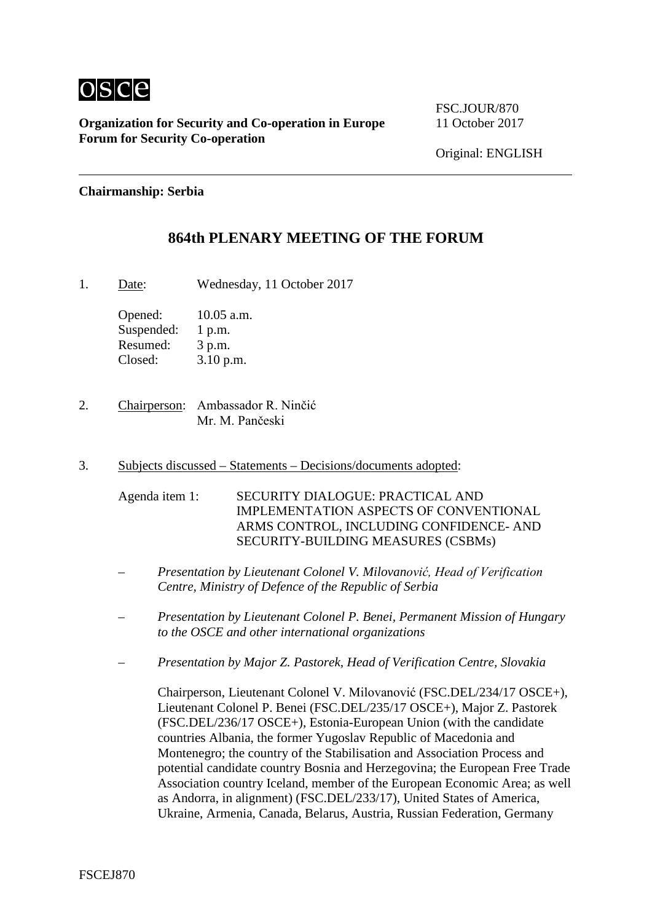osce

**Organization for Security and Co-operation in Europe**
**Forum for Security Co-operation**

FSC.JOUR/870
11 October 2017

Original: ENGLISH

**Chairmanship: Serbia**

## 864th PLENARY MEETING OF THE FORUM

1. Date: Wednesday, 11 October 2017

   Opened: 10.05 a.m.
   Suspended: 1 p.m.
   Resumed: 3 p.m.
   Closed: 3.10 p.m.

2. Chairperson: Ambassador R. Ninčić
   Mr. M. Pančeski

3. Subjects discussed – Statements – Decisions/documents adopted:

   Agenda item 1: SECURITY DIALOGUE: PRACTICAL AND IMPLEMENTATION ASPECTS OF CONVENTIONAL ARMS CONTROL, INCLUDING CONFIDENCE- AND SECURITY-BUILDING MEASURES (CSBMs)

   – *Presentation by Lieutenant Colonel V. Milovanović, Head of Verification Centre, Ministry of Defence of the Republic of Serbia*

   – *Presentation by Lieutenant Colonel P. Benei, Permanent Mission of Hungary to the OSCE and other international organizations*

   – *Presentation by Major Z. Pastorek, Head of Verification Centre, Slovakia*

   Chairperson, Lieutenant Colonel V. Milovanović (FSC.DEL/234/17 OSCE+), Lieutenant Colonel P. Benei (FSC.DEL/235/17 OSCE+), Major Z. Pastorek (FSC.DEL/236/17 OSCE+), Estonia-European Union (with the candidate countries Albania, the former Yugoslav Republic of Macedonia and Montenegro; the country of the Stabilisation and Association Process and potential candidate country Bosnia and Herzegovina; the European Free Trade Association country Iceland, member of the European Economic Area; as well as Andorra, in alignment) (FSC.DEL/233/17), United States of America, Ukraine, Armenia, Canada, Belarus, Austria, Russian Federation, Germany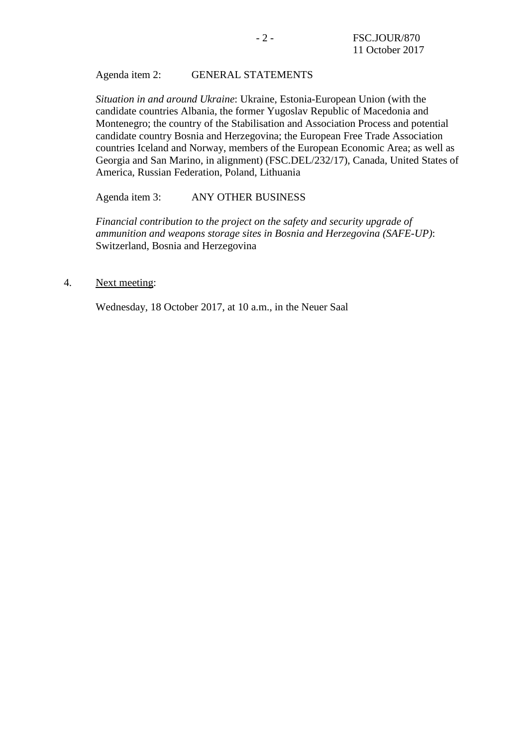Agenda item 2: GENERAL STATEMENTS

*Situation in and around Ukraine*: Ukraine, Estonia-European Union (with the candidate countries Albania, the former Yugoslav Republic of Macedonia and Montenegro; the country of the Stabilisation and Association Process and potential candidate country Bosnia and Herzegovina; the European Free Trade Association countries Iceland and Norway, members of the European Economic Area; as well as Georgia and San Marino, in alignment) (FSC.DEL/232/17), Canada, United States of America, Russian Federation, Poland, Lithuania

Agenda item 3: ANY OTHER BUSINESS

*Financial contribution to the project on the safety and security upgrade of ammunition and weapons storage sites in Bosnia and Herzegovina (SAFE-UP)*: Switzerland, Bosnia and Herzegovina

4. Next meeting:

Wednesday, 18 October 2017, at 10 a.m., in the Neuer Saal